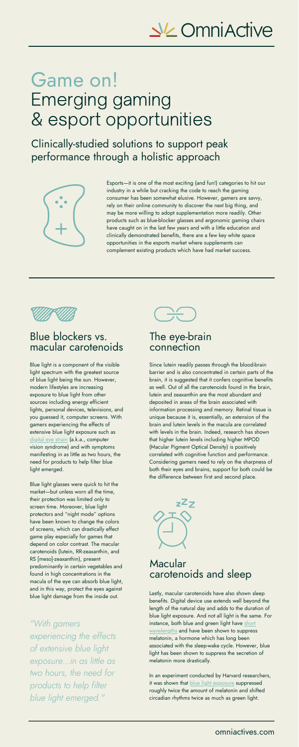# Game on! Emerging gaming & esport opportunities

## Clinically-studied solutions to support peak performance through a holistic approach

Esports—it is one of the most exciting (and fun!) categories to hit our industry in a while but cracking the code to reach the gaming consumer has been somewhat elusive. However, gamers are savvy, rely on their online community to discover the next big thing, and may be more willing to adopt supplementation more readily. Other products such as blue-blocker glasses and ergonomic gaming chairs have caught on in the last few years and with a little education and clinically demonstrated benefits, there are a few key white space opportunities in the esports market where supplements can complement existing products which have had market success.

## Blue blockers vs. macular carotenoids

Blue light is a component of the visible light spectrum with the greatest source of blue light being the sun. However, modern lifestyles are increasing exposure to blue light from other sources including energy efficient lights, personal devices, televisions, and you guessed it, computer screens. With gamers experiencing the effects of extensive blue light exposure such as digital eye strain (a.k.a., computer vision syndrome) and with symptoms manifesting in as little as two hours, the need for products to help filter blue light emerged.

Blue light glasses were quick to hit the market—but unless worn all the time, their protection was limited only to screen time. Moreover, blue light protectors and "night mode" options have been known to change the colors of screens, which can drastically effect game play especially for games that depend on color contrast. The macular carotenoids (lutein, RR-zeaxanthin, and RS [meso]-zeaxanthin), present predominantly in certain vegetables and found in high concentrations in the macula of the eye can absorb blue light, and in this way, protect the eyes against blue light damage from the inside out.

*"With gamers experiencing the effects of extensive blue light exposure...in as little as two hours, the need for products to help filter blue light emerged."*

## The eye-brain connection

Since lutein readily passes through the blood-brain barrier and is also concentrated in certain parts of the brain, it is suggested that it confers cognitive benefits as well. Out of all the carotenoids found in the brain, lutein and zeaxanthin are the most abundant and deposited in areas of the brain associated with information processing and memory. Retinal tissue is unique because it is, essentially, an extension of the brain and lutein levels in the macula are correlated with levels in the brain. Indeed, research has shown that higher lutein levels including higher MPOD (Macular Pigment Optical Density) is positively correlated with cognitive function and performance. Considering gamers need to rely on the sharpness of both their eyes and brains, support for both could be the difference between first and second place.

## Macular carotenoids and sleep

Lastly, macular carotenoids have also shown sleep benefits. Digital device use extends well beyond the length of the natural day and adds to the duration of blue light exposure. And not all light is the same. For instance, both blue and green light have short wavelengths and have been shown to suppress melatonin, a hormone which has long been associated with the sleep-wake cycle. However, blue light has been shown to suppress the secretion of melatonin more drastically.

In an experiment conducted by Harvard researchers, it was shown that blue light exposure suppressed roughly twice the amount of melatonin and shifted circadian rhythms twice as much as green light.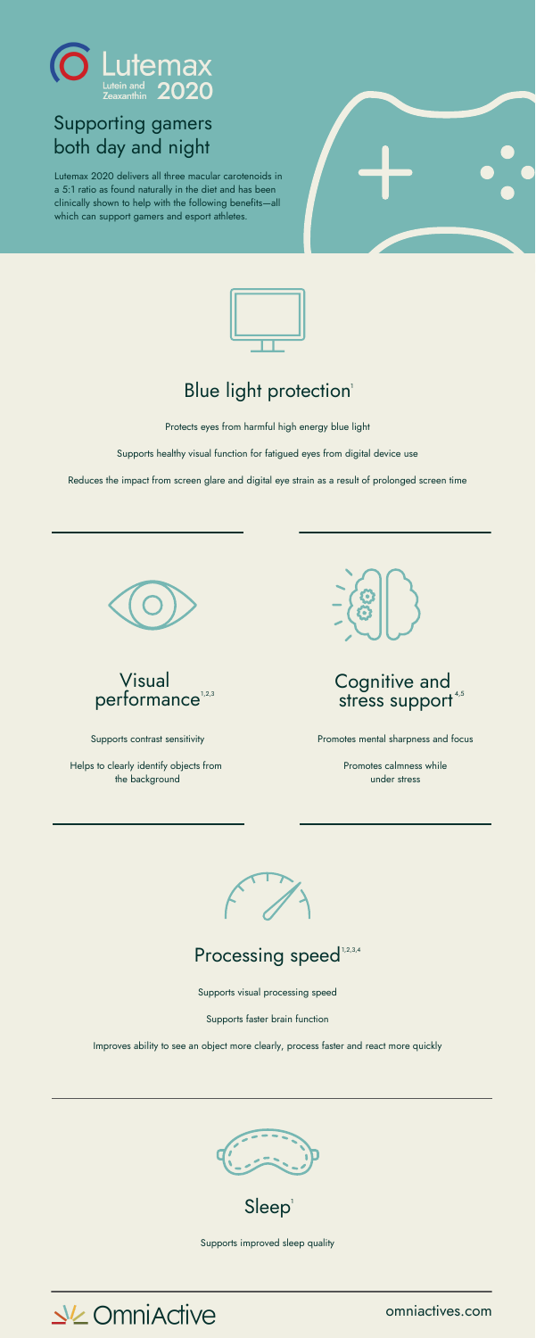Lutemax Lutein and Zeaxanthin 2020

# Supporting gamers both day and night

Lutemax 2020 delivers all three macular carotenoids in a 5:1 ratio as found naturally in the diet and has been clinically shown to help with the following benefits—all which can support gamers and esport athletes.

## Blue light protection[1]

Protects eyes from harmful high energy blue light

Supports healthy visual function for fatigued eyes from digital device use

Reduces the impact from screen glare and digital eye strain as a result of prolonged screen time

## Visual performance[1,2,3]

Supports contrast sensitivity

Helps to clearly identify objects from the background

## Cognitive and stress support[4,5]

Promotes mental sharpness and focus

Promotes calmness while under stress

## Processing speed[1,2,3,4]

Supports visual processing speed

Supports faster brain function

Improves ability to see an object more clearly, process faster and react more quickly

## Sleep[1]

Supports improved sleep quality

OmniActive

omniactives.com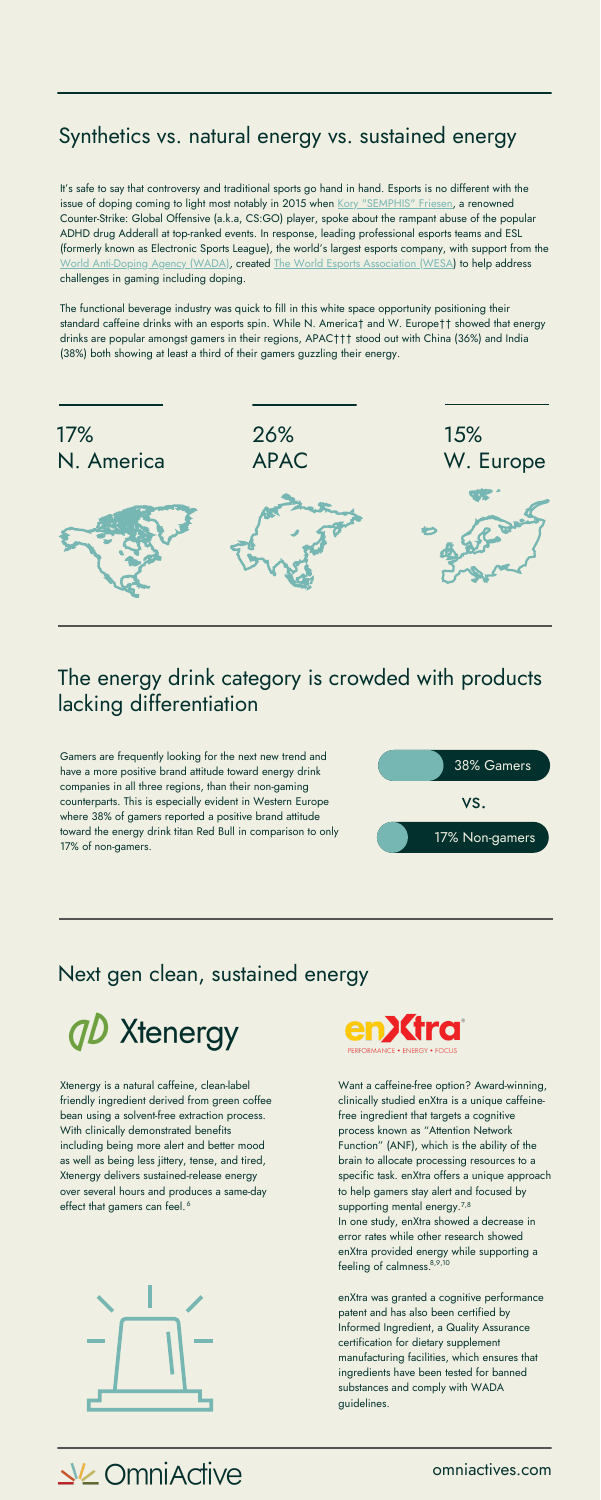## Synthetics vs. natural energy vs. sustained energy

It's safe to say that controversy and traditional sports go hand in hand. Esports is no different with the issue of doping coming to light most notably in 2015 when Kory "SEMPHIS" Friesen, a renowned Counter-Strike: Global Offensive (a.k.a, CS:GO) player, spoke about the rampant abuse of the popular ADHD drug Adderall at top-ranked events. In response, leading professional esports teams and ESL (formerly known as Electronic Sports League), the world's largest esports company, with support from the World Anti-Doping Agency (WADA), created The World Esports Association (WESA) to help address challenges in gaming including doping.

The functional beverage industry was quick to fill in this white space opportunity positioning their standard caffeine drinks with an esports spin. While N. America† and W. Europe†† showed that energy drinks are popular amongst gamers in their regions, APAC††† stood out with China (36%) and India (38%) both showing at least a third of their gamers guzzling their energy.

17%
N. America

26%
APAC

15%
W. Europe

## The energy drink category is crowded with products lacking differentiation

Gamers are frequently looking for the next new trend and have a more positive brand attitude toward energy drink companies in all three regions, than their non-gaming counterparts. This is especially evident in Western Europe where 38% of gamers reported a positive brand attitude toward the energy drink titan Red Bull in comparison to only 17% of non-gamers.

38% Gamers

vs.

17% Non-gamers

## Next gen clean, sustained energy

### Xtenergy

Xtenergy is a natural caffeine, clean-label friendly ingredient derived from green coffee bean using a solvent-free extraction process. With clinically demonstrated benefits including being more alert and better mood as well as being less jittery, tense, and tired, Xtenergy delivers sustained-release energy over several hours and produces a same-day effect that gamers can feel.[6]

### enXtra

PERFORMANCE • ENERGY • FOCUS

Want a caffeine-free option? Award-winning, clinically studied enXtra is a unique caffeine-free ingredient that targets a cognitive process known as "Attention Network Function" (ANF), which is the ability of the brain to allocate processing resources to a specific task. enXtra offers a unique approach to help gamers stay alert and focused by supporting mental energy.[7,8]

In one study, enXtra showed a decrease in error rates while other research showed enXtra provided energy while supporting a feeling of calmness.[8,9,10]

enXtra was granted a cognitive performance patent and has also been certified by Informed Ingredient, a Quality Assurance certification for dietary supplement manufacturing facilities, which ensures that ingredients have been tested for banned substances and comply with WADA guidelines.

OmniActive

omniactives.com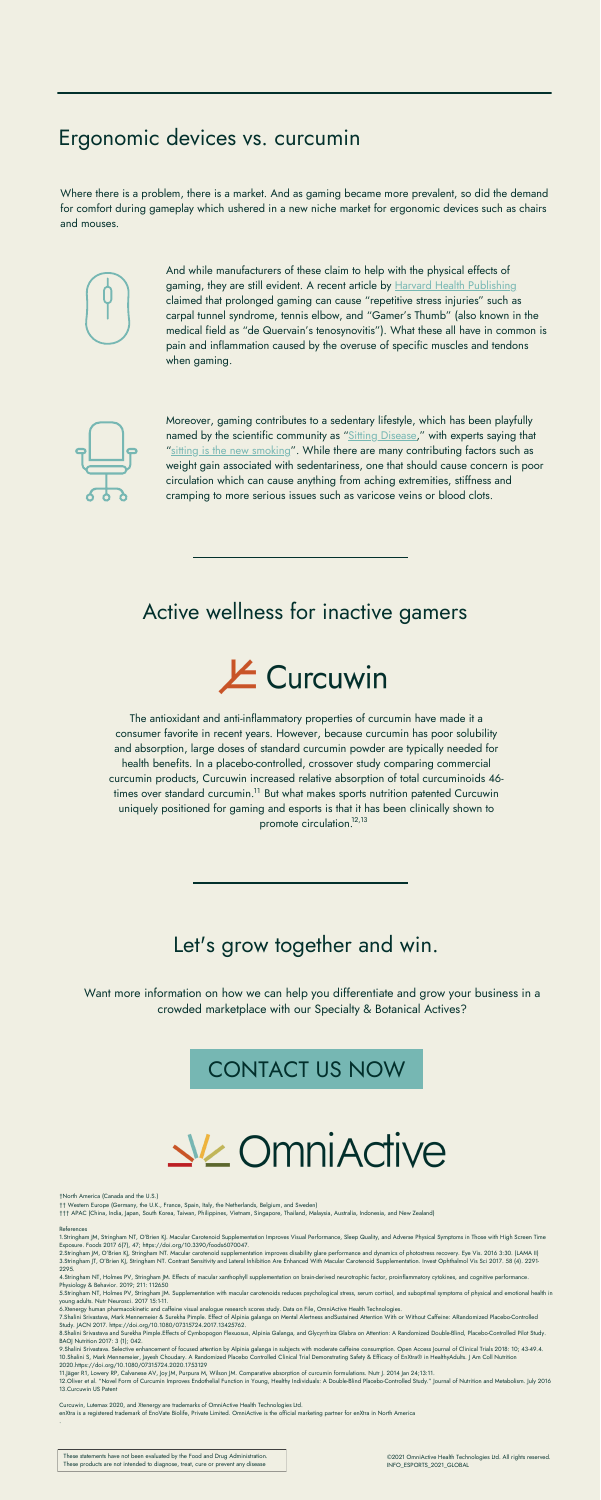## Ergonomic devices vs. curcumin

Where there is a problem, there is a market. And as gaming became more prevalent, so did the demand for comfort during gameplay which ushered in a new niche market for ergonomic devices such as chairs and mouses.

And while manufacturers of these claim to help with the physical effects of gaming, they are still evident. A recent article by Harvard Health Publishing claimed that prolonged gaming can cause "repetitive stress injuries" such as carpal tunnel syndrome, tennis elbow, and "Gamer's Thumb" (also known in the medical field as "de Quervain's tenosynovitis"). What these all have in common is pain and inflammation caused by the overuse of specific muscles and tendons when gaming.

Moreover, gaming contributes to a sedentary lifestyle, which has been playfully named by the scientific community as "Sitting Disease," with experts saying that "sitting is the new smoking". While there are many contributing factors such as weight gain associated with sedentariness, one that should cause concern is poor circulation which can cause anything from aching extremities, stiffness and cramping to more serious issues such as varicose veins or blood clots.

## Active wellness for inactive gamers

Curcuwin

The antioxidant and anti-inflammatory properties of curcumin have made it a consumer favorite in recent years. However, because curcumin has poor solubility and absorption, large doses of standard curcumin powder are typically needed for health benefits. In a placebo-controlled, crossover study comparing commercial curcumin products, Curcuwin increased relative absorption of total curcuminoids 46-times over standard curcumin.[11] But what makes sports nutrition patented Curcuwin uniquely positioned for gaming and esports is that it has been clinically shown to promote circulation.[12,13]

## Let's grow together and win.

Want more information on how we can help you differentiate and grow your business in a crowded marketplace with our Specialty & Botanical Actives?

CONTACT US NOW

OmniActive

†North America (Canada and the U.S.)
†† Western Europe (Germany, the U.K., France, Spain, Italy, the Netherlands, Belgium, and Sweden)
††† APAC (China, India, Japan, South Korea, Taiwan, Philippines, Vietnam, Singapore, Thailand, Malaysia, Australia, Indonesia, and New Zealand)

References

1. Stringham JM, Stringham NT, O'Brien KJ. Macular Carotenoid Supplementation Improves Visual Performance, Sleep Quality, and Adverse Physical Symptoms in Those with High Screen Time Exposure. Foods 2017 6(7), 47; https://doi.org/10.3390/foods6070047.
2. Stringham JM, O'Brien KJ, Stringham NT. Macular carotenoid supplementation improves disability glare performance and dynamics of photostress recovery. Eye Vis. 2016 3:30. [LAMA II]
3. Stringham JT, O'Brien KJ, Stringham NT. Contrast Sensitivity and Lateral Inhibition Are Enhanced With Macular Carotenoid Supplementation. Invest Ophthalmol Vis Sci 2017. 58 (4). 2291-2295.
4. Stringham NT, Holmes PV, Stringham JM. Effects of macular xanthophyll supplementation on brain-derived neurotrophic factor, proinflammatory cytokines, and cognitive performance. Physiology & Behavior. 2019; 211: 112650
5. Stringham NT, Holmes PV, Stringham JM. Supplementation with macular carotenoids reduces psychological stress, serum cortisol, and suboptimal symptoms of physical and emotional health in young adults. Nutr Neurosci. 2017 13:1-11.
6. Xtenergy human pharmacokinetic and caffeine visual analogue research scores study. Data on File, OmniActive Health Technologies.
7. Shalini Srivastava, Mark Mennemeier & Surekha Pimple. Effect of Alpinia galanga on Mental Alertness andSustained Attention With or Without Caffeine: ARandomized Placebo-Controlled Study. JACN 2017. https://doi.org/10.1080/07315724.2017.1342576 2.
8. Shalini Srivastava and Surekha Pimple.Effects of Cymbopogon Flexuosus, Alpinia Galanga, and Glycyrrhiza Glabra on Attention: A Randomized Double-Blind, Placebo-Controlled Pilot Study. BAOJ Nutrition 2017: 3 (1); 042.
9. Shalini Srivastava. Selective enhancement of focused attention by Alpinia galanga in subjects with moderate caffeine consumption. Open Access Journal of Clinical Trials 2018: 10; 43-49.4.
10. Shalini S, Mark Mennemeier, Jayesh Choudary. A Randomized Placebo Controlled Clinical Trial Demonstrating Safety & Efficacy of EnXtra® in HealthyAdults. J Am Coll Nutrition 2020.https://doi.org/10.1080/07315724.2020.1753129
11. Jäger R1, Lowery RP, Calvanese AV, Joy JM, Purpura M, Wilson JM. Comparative absorption of curcumin formulations. Nutr J. 2014 Jan 24;13:11.
12. Oliver et al. "Novel Form of Curcumin Improves Endothelial Function in Young, Healthy Individuals: A Double-Blind Placebo-Controlled Study." Journal of Nutrition and Metabolism. July 2016
13. Curcuwin US Patent

Curcuwin, Lutemax 2020, and Xtenergy are trademarks of OmniActive Health Technologies Ltd.
enXtra is a registered trademark of EnoVate Biolife, Private Limited. OmniActive is the official marketing partner for enXtra in North America

These statements have not been evaluated by the Food and Drug Administration. These products are not intended to diagnose, treat, cure or prevent any disease.

©2021 OmniActive Health Technologies Ltd. All rights reserved.
INFO_ESPORTS_2021_GLOBAL